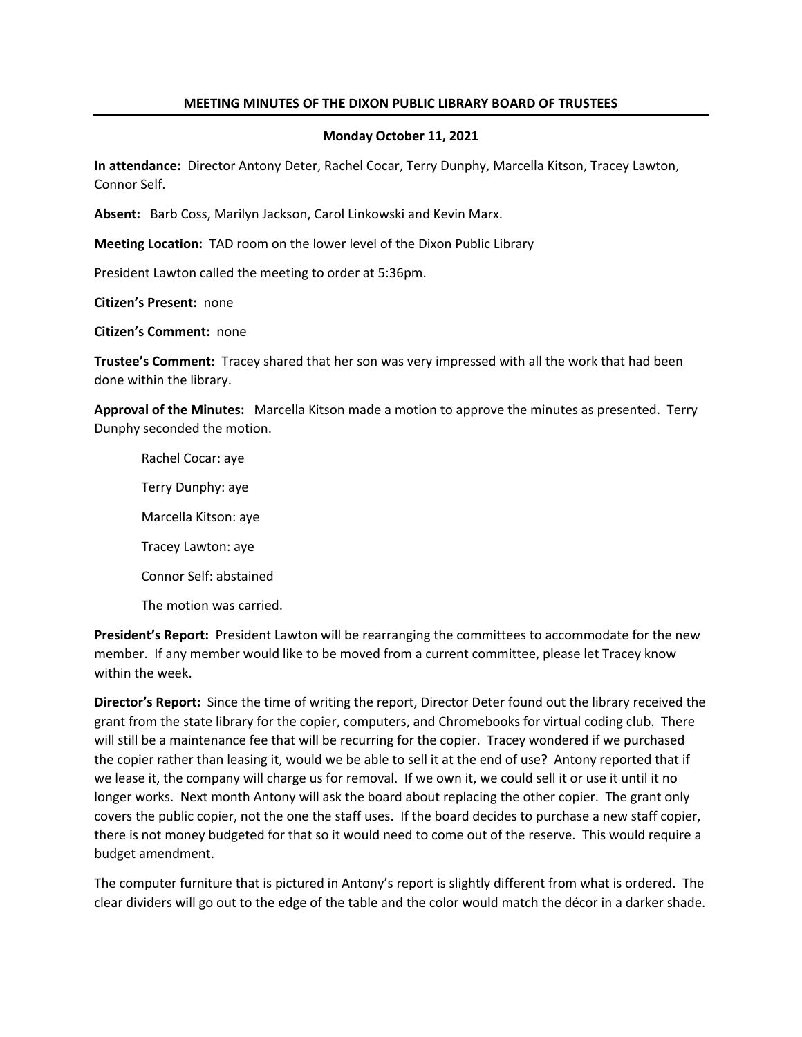# MEETING MINUTES OF THE DIXON PUBLIC LIBRARY BOARD OF TRUSTEES

**Monday October 11, 2021**

**In attendance:** Director Antony Deter, Rachel Cocar, Terry Dunphy, Marcella Kitson, Tracey Lawton, Connor Self.

**Absent:** Barb Coss, Marilyn Jackson, Carol Linkowski and Kevin Marx.

**Meeting Location:** TAD room on the lower level of the Dixon Public Library

President Lawton called the meeting to order at 5:36pm.

**Citizen's Present:** none

**Citizen's Comment:** none

**Trustee's Comment:** Tracey shared that her son was very impressed with all the work that had been done within the library.

**Approval of the Minutes:** Marcella Kitson made a motion to approve the minutes as presented. Terry Dunphy seconded the motion.

Rachel Cocar: aye

Terry Dunphy: aye

Marcella Kitson: aye

Tracey Lawton: aye

Connor Self: abstained

The motion was carried.

**President's Report:** President Lawton will be rearranging the committees to accommodate for the new member. If any member would like to be moved from a current committee, please let Tracey know within the week.

**Director's Report:** Since the time of writing the report, Director Deter found out the library received the grant from the state library for the copier, computers, and Chromebooks for virtual coding club. There will still be a maintenance fee that will be recurring for the copier. Tracey wondered if we purchased the copier rather than leasing it, would we be able to sell it at the end of use? Antony reported that if we lease it, the company will charge us for removal. If we own it, we could sell it or use it until it no longer works. Next month Antony will ask the board about replacing the other copier. The grant only covers the public copier, not the one the staff uses. If the board decides to purchase a new staff copier, there is not money budgeted for that so it would need to come out of the reserve. This would require a budget amendment.

The computer furniture that is pictured in Antony's report is slightly different from what is ordered. The clear dividers will go out to the edge of the table and the color would match the décor in a darker shade.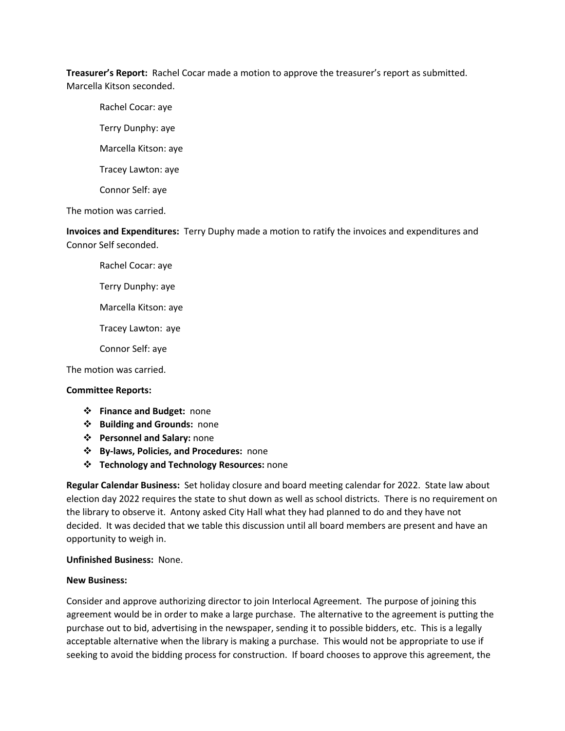**Treasurer's Report:** Rachel Cocar made a motion to approve the treasurer's report as submitted. Marcella Kitson seconded.

Rachel Cocar: aye

Terry Dunphy: aye

Marcella Kitson: aye

Tracey Lawton: aye

Connor Self: aye

The motion was carried.

**Invoices and Expenditures:** Terry Duphy made a motion to ratify the invoices and expenditures and Connor Self seconded.

Rachel Cocar: aye

Terry Dunphy: aye

Marcella Kitson: aye

Tracey Lawton: aye

Connor Self: aye

The motion was carried.

**Committee Reports:**

- **Finance and Budget:** none
- **Building and Grounds:** none
- **Personnel and Salary:** none
- **By-laws, Policies, and Procedures:** none
- **Technology and Technology Resources:** none

**Regular Calendar Business:** Set holiday closure and board meeting calendar for 2022. State law about election day 2022 requires the state to shut down as well as school districts. There is no requirement on the library to observe it. Antony asked City Hall what they had planned to do and they have not decided. It was decided that we table this discussion until all board members are present and have an opportunity to weigh in.

**Unfinished Business:** None.

**New Business:**

Consider and approve authorizing director to join Interlocal Agreement. The purpose of joining this agreement would be in order to make a large purchase. The alternative to the agreement is putting the purchase out to bid, advertising in the newspaper, sending it to possible bidders, etc. This is a legally acceptable alternative when the library is making a purchase. This would not be appropriate to use if seeking to avoid the bidding process for construction. If board chooses to approve this agreement, the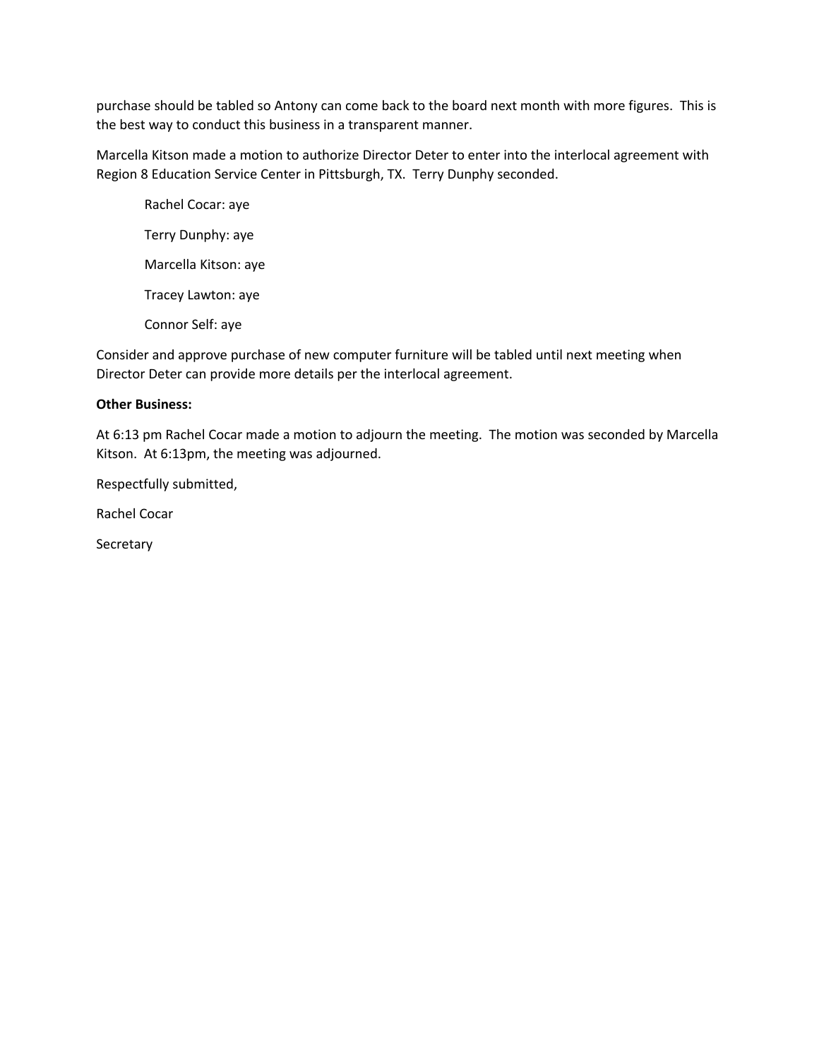purchase should be tabled so Antony can come back to the board next month with more figures. This is the best way to conduct this business in a transparent manner.

Marcella Kitson made a motion to authorize Director Deter to enter into the interlocal agreement with Region 8 Education Service Center in Pittsburgh, TX. Terry Dunphy seconded.

Rachel Cocar: aye

Terry Dunphy: aye

Marcella Kitson: aye

Tracey Lawton: aye

Connor Self: aye

Consider and approve purchase of new computer furniture will be tabled until next meeting when Director Deter can provide more details per the interlocal agreement.

**Other Business:**

At 6:13 pm Rachel Cocar made a motion to adjourn the meeting. The motion was seconded by Marcella Kitson. At 6:13pm, the meeting was adjourned.

Respectfully submitted,

Rachel Cocar

Secretary